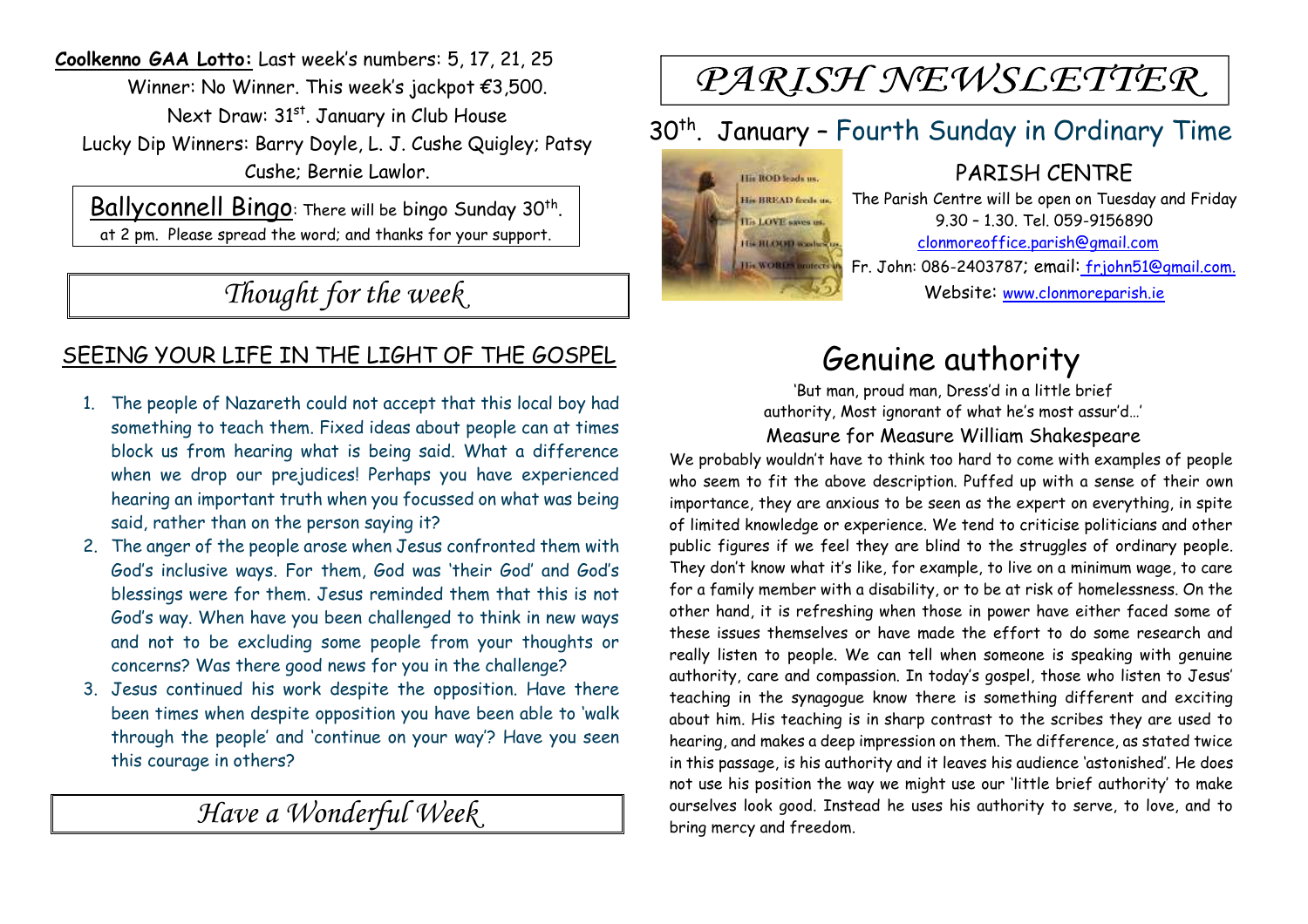**Coolkenno GAA Lotto:** Last week's numbers: 5, 17, 21, 25
Winner: No Winner. This week's jackpot €3,500.
Next Draw: 31st. January in Club House
Lucky Dip Winners: Barry Doyle, L. J. Cushe Quigley; Patsy Cushe; Bernie Lawlor.

Ballyconnell Bingo: There will be bingo Sunday 30th. at 2 pm. Please spread the word; and thanks for your support.

## *Thought for the week*

### SEEING YOUR LIFE IN THE LIGHT OF THE GOSPEL

1. The people of Nazareth could not accept that this local boy had something to teach them. Fixed ideas about people can at times block us from hearing what is being said. What a difference when we drop our prejudices! Perhaps you have experienced hearing an important truth when you focussed on what was being said, rather than on the person saying it?
2. The anger of the people arose when Jesus confronted them with God's inclusive ways. For them, God was 'their God' and God's blessings were for them. Jesus reminded them that this is not God's way. When have you been challenged to think in new ways and not to be excluding some people from your thoughts or concerns? Was there good news for you in the challenge?
3. Jesus continued his work despite the opposition. Have there been times when despite opposition you have been able to 'walk through the people' and 'continue on your way'? Have you seen this courage in others?

## *Have a Wonderful Week*

# *PARISH NEWSLETTER*

## 30th. January – Fourth Sunday in Ordinary Time

### PARISH CENTRE

The Parish Centre will be open on Tuesday and Friday 9.30 – 1.30. Tel. 059-9156890
clonmoreoffice.parish@gmail.com
Fr. John: 086-2403787; email: frjohn51@gmail.com.
Website: www.clonmoreparish.ie

# Genuine authority

'But man, proud man, Dress'd in a little brief authority, Most ignorant of what he's most assur'd…'

Measure for Measure William Shakespeare

We probably wouldn't have to think too hard to come with examples of people who seem to fit the above description. Puffed up with a sense of their own importance, they are anxious to be seen as the expert on everything, in spite of limited knowledge or experience. We tend to criticise politicians and other public figures if we feel they are blind to the struggles of ordinary people. They don't know what it's like, for example, to live on a minimum wage, to care for a family member with a disability, or to be at risk of homelessness. On the other hand, it is refreshing when those in power have either faced some of these issues themselves or have made the effort to do some research and really listen to people. We can tell when someone is speaking with genuine authority, care and compassion. In today's gospel, those who listen to Jesus' teaching in the synagogue know there is something different and exciting about him. His teaching is in sharp contrast to the scribes they are used to hearing, and makes a deep impression on them. The difference, as stated twice in this passage, is his authority and it leaves his audience 'astonished'. He does not use his position the way we might use our 'little brief authority' to make ourselves look good. Instead he uses his authority to serve, to love, and to bring mercy and freedom.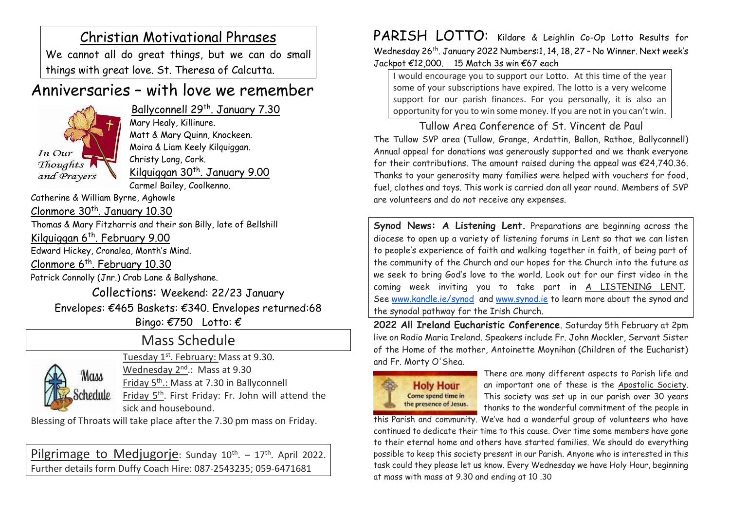## Christian Motivational Phrases

We cannot all do great things, but we can do small things with great love. St. Theresa of Calcutta.

## Anniversaries – with love we remember

In Our Thoughts and Prayers

Ballyconnell 29th. January 7.30

Mary Healy, Killinure.
Matt & Mary Quinn, Knockeen.
Moira & Liam Keely Kilquiggan.
Christy Long, Cork.

Kilquiggan 30th. January 9.00

Carmel Bailey, Coolkenno.
Catherine & William Byrne, Aghowle

Clonmore 30th. January 10.30

Thomas & Mary Fitzharris and their son Billy, late of Bellshill

Kilquiggan 6th. February 9.00

Edward Hickey, Cronalea, Month's Mind.

Clonmore 6th. February 10.30

Patrick Connolly (Jnr.) Crab Lane & Ballyshane.

**Collections:** Weekend: 22/23 January
Envelopes: €465 Baskets: €340. Envelopes returned:68
Bingo: €750 Lotto: €

## Mass Schedule

Tuesday 1st. February: Mass at 9.30.
Wednesday 2nd.: Mass at 9.30
Friday 5th.: Mass at 7.30 in Ballyconnell
Friday 5th. First Friday: Fr. John will attend the sick and housebound.

Blessing of Throats will take place after the 7.30 pm mass on Friday.

**Pilgrimage to Medjugorje**: Sunday 10th. – 17th. April 2022. Further details form Duffy Coach Hire: 087-2543235; 059-6471681

**PARISH LOTTO:** Kildare & Leighlin Co-Op Lotto Results for Wednesday 26th. January 2022 Numbers:1, 14, 18, 27 – No Winner. Next week's Jackpot €12,000. 15 Match 3s win €67 each

I would encourage you to support our Lotto. At this time of the year some of your subscriptions have expired. The lotto is a very welcome support for our parish finances. For you personally, it is also an opportunity for you to win some money. If you are not in you can't win.

### Tullow Area Conference of St. Vincent de Paul

The Tullow SVP area (Tullow, Grange, Ardattin, Ballon, Rathoe, Ballyconnell) Annual appeal for donations was generously supported and we thank everyone for their contributions. The amount raised during the appeal was €24,740.36. Thanks to your generosity many families were helped with vouchers for food, fuel, clothes and toys. This work is carried don all year round. Members of SVP are volunteers and do not receive any expenses.

**Synod News: A Listening Lent.** Preparations are beginning across the diocese to open up a variety of listening forums in Lent so that we can listen to people's experience of faith and walking together in faith, of being part of the community of the Church and our hopes for the Church into the future as we seek to bring God's love to the world. Look out for our first video in the coming week inviting you to take part in A LISTENING LENT. See www.kandle.ie/synod and www.synod.ie to learn more about the synod and the synodal pathway for the Irish Church.

**2022 All Ireland Eucharistic Conference**. Saturday 5th February at 2pm live on Radio Maria Ireland. Speakers include Fr. John Mockler, Servant Sister of the Home of the mother, Antoinette Moynihan (Children of the Eucharist) and Fr. Morty O'Shea.

Holy Hour
Come spend time in the presence of Jesus.

There are many different aspects to Parish life and an important one of these is the Apostolic Society. This society was set up in our parish over 30 years thanks to the wonderful commitment of the people in this Parish and community. We've had a wonderful group of volunteers who have continued to dedicate their time to this cause. Over time some members have gone to their eternal home and others have started families. We should do everything possible to keep this society present in our Parish. Anyone who is interested in this task could they please let us know. Every Wednesday we have Holy Hour, beginning at mass with mass at 9.30 and ending at 10 .30